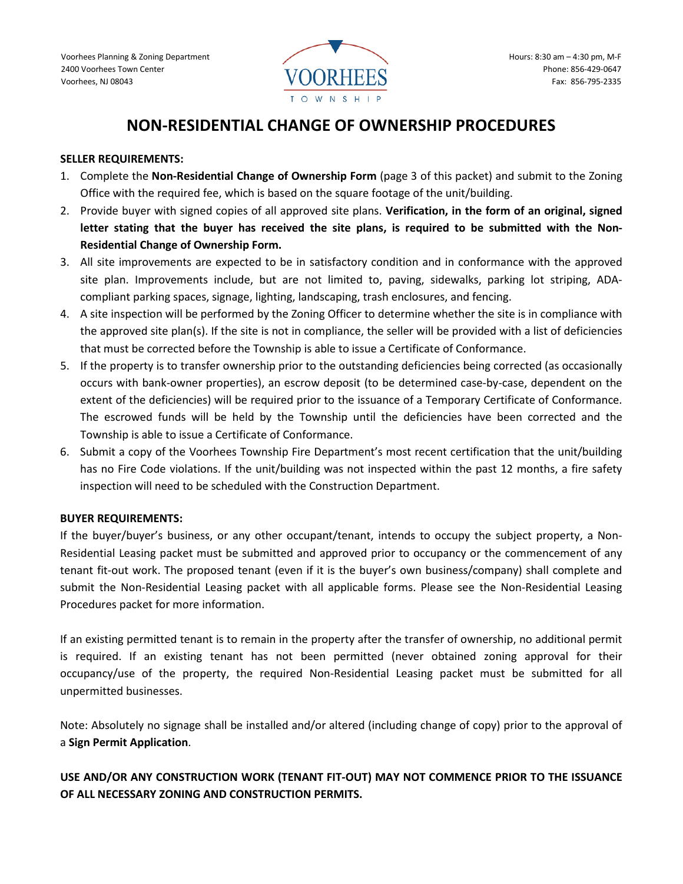Voorhees Planning & Zoning Department
2400 Voorhees Town Center
Voorhees, NJ 08043

VOORHEES TOWNSHIP

Hours: 8:30 am – 4:30 pm, M-F
Phone: 856-429-0647
Fax: 856-795-2335

# NON-RESIDENTIAL CHANGE OF OWNERSHIP PROCEDURES

**SELLER REQUIREMENTS:**

1. Complete the **Non-Residential Change of Ownership Form** (page 3 of this packet) and submit to the Zoning Office with the required fee, which is based on the square footage of the unit/building.
2. Provide buyer with signed copies of all approved site plans. **Verification, in the form of an original, signed letter stating that the buyer has received the site plans, is required to be submitted with the Non-Residential Change of Ownership Form.**
3. All site improvements are expected to be in satisfactory condition and in conformance with the approved site plan. Improvements include, but are not limited to, paving, sidewalks, parking lot striping, ADA-compliant parking spaces, signage, lighting, landscaping, trash enclosures, and fencing.
4. A site inspection will be performed by the Zoning Officer to determine whether the site is in compliance with the approved site plan(s). If the site is not in compliance, the seller will be provided with a list of deficiencies that must be corrected before the Township is able to issue a Certificate of Conformance.
5. If the property is to transfer ownership prior to the outstanding deficiencies being corrected (as occasionally occurs with bank-owner properties), an escrow deposit (to be determined case-by-case, dependent on the extent of the deficiencies) will be required prior to the issuance of a Temporary Certificate of Conformance. The escrowed funds will be held by the Township until the deficiencies have been corrected and the Township is able to issue a Certificate of Conformance.
6. Submit a copy of the Voorhees Township Fire Department's most recent certification that the unit/building has no Fire Code violations. If the unit/building was not inspected within the past 12 months, a fire safety inspection will need to be scheduled with the Construction Department.

**BUYER REQUIREMENTS:**

If the buyer/buyer's business, or any other occupant/tenant, intends to occupy the subject property, a Non-Residential Leasing packet must be submitted and approved prior to occupancy or the commencement of any tenant fit-out work. The proposed tenant (even if it is the buyer's own business/company) shall complete and submit the Non-Residential Leasing packet with all applicable forms. Please see the Non-Residential Leasing Procedures packet for more information.

If an existing permitted tenant is to remain in the property after the transfer of ownership, no additional permit is required. If an existing tenant has not been permitted (never obtained zoning approval for their occupancy/use of the property, the required Non-Residential Leasing packet must be submitted for all unpermitted businesses.

Note: Absolutely no signage shall be installed and/or altered (including change of copy) prior to the approval of a **Sign Permit Application**.

**USE AND/OR ANY CONSTRUCTION WORK (TENANT FIT-OUT) MAY NOT COMMENCE PRIOR TO THE ISSUANCE OF ALL NECESSARY ZONING AND CONSTRUCTION PERMITS.**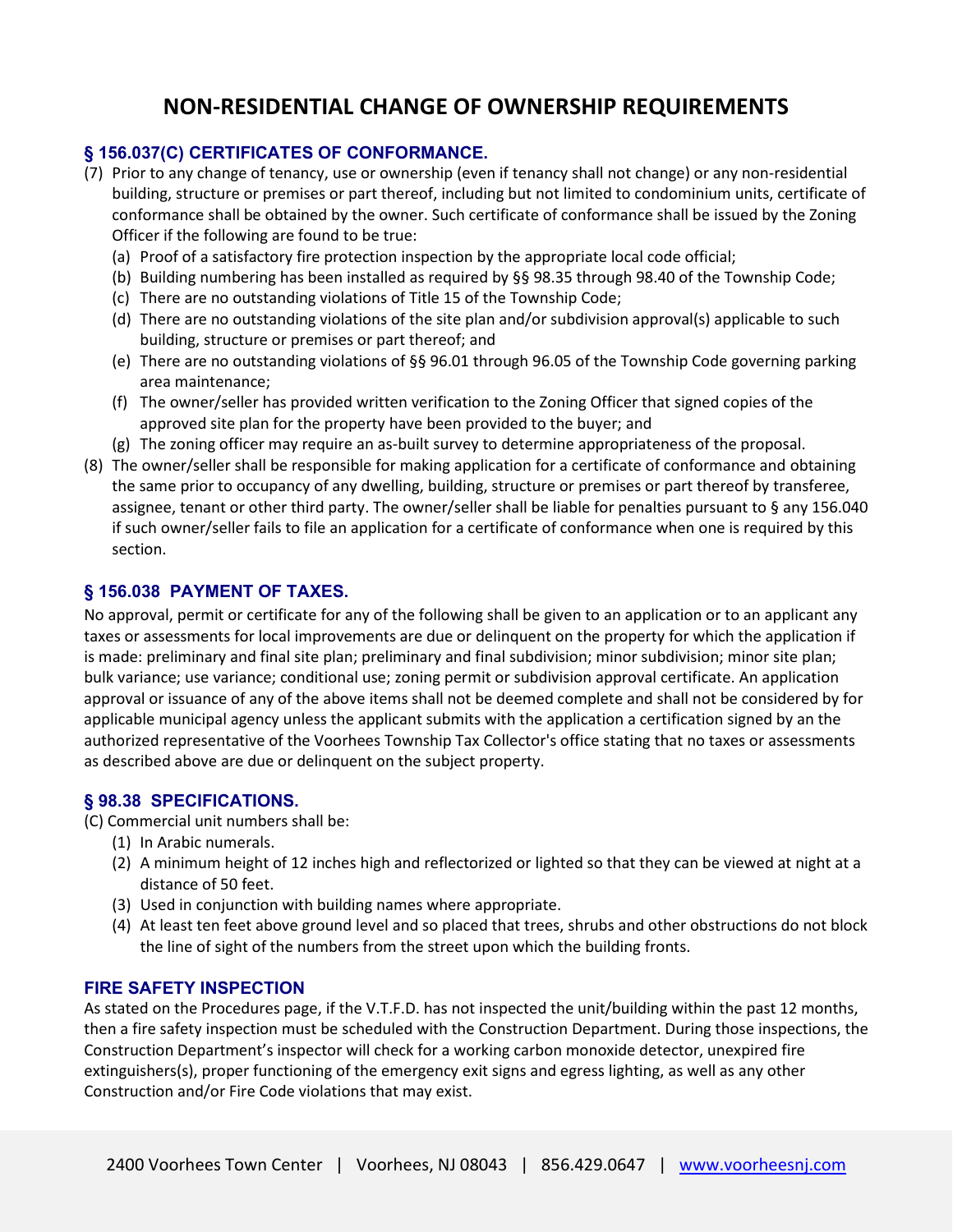# NON-RESIDENTIAL CHANGE OF OWNERSHIP REQUIREMENTS

## § 156.037(C) CERTIFICATES OF CONFORMANCE.

(7) Prior to any change of tenancy, use or ownership (even if tenancy shall not change) or any non-residential building, structure or premises or part thereof, including but not limited to condominium units, certificate of conformance shall be obtained by the owner. Such certificate of conformance shall be issued by the Zoning Officer if the following are found to be true:

- (a) Proof of a satisfactory fire protection inspection by the appropriate local code official;
- (b) Building numbering has been installed as required by §§ 98.35 through 98.40 of the Township Code;
- (c) There are no outstanding violations of Title 15 of the Township Code;
- (d) There are no outstanding violations of the site plan and/or subdivision approval(s) applicable to such building, structure or premises or part thereof; and
- (e) There are no outstanding violations of §§ 96.01 through 96.05 of the Township Code governing parking area maintenance;
- (f) The owner/seller has provided written verification to the Zoning Officer that signed copies of the approved site plan for the property have been provided to the buyer; and
- (g) The zoning officer may require an as-built survey to determine appropriateness of the proposal.

(8) The owner/seller shall be responsible for making application for a certificate of conformance and obtaining the same prior to occupancy of any dwelling, building, structure or premises or part thereof by transferee, assignee, tenant or other third party. The owner/seller shall be liable for penalties pursuant to § any 156.040 if such owner/seller fails to file an application for a certificate of conformance when one is required by this section.

## § 156.038 PAYMENT OF TAXES.

No approval, permit or certificate for any of the following shall be given to an application or to an applicant any taxes or assessments for local improvements are due or delinquent on the property for which the application if is made: preliminary and final site plan; preliminary and final subdivision; minor subdivision; minor site plan; bulk variance; use variance; conditional use; zoning permit or subdivision approval certificate. An application approval or issuance of any of the above items shall not be deemed complete and shall not be considered by for applicable municipal agency unless the applicant submits with the application a certification signed by an the authorized representative of the Voorhees Township Tax Collector's office stating that no taxes or assessments as described above are due or delinquent on the subject property.

## § 98.38 SPECIFICATIONS.

(C) Commercial unit numbers shall be:

- (1) In Arabic numerals.
- (2) A minimum height of 12 inches high and reflectorized or lighted so that they can be viewed at night at a distance of 50 feet.
- (3) Used in conjunction with building names where appropriate.
- (4) At least ten feet above ground level and so placed that trees, shrubs and other obstructions do not block the line of sight of the numbers from the street upon which the building fronts.

## FIRE SAFETY INSPECTION

As stated on the Procedures page, if the V.T.F.D. has not inspected the unit/building within the past 12 months, then a fire safety inspection must be scheduled with the Construction Department. During those inspections, the Construction Department's inspector will check for a working carbon monoxide detector, unexpired fire extinguishers(s), proper functioning of the emergency exit signs and egress lighting, as well as any other Construction and/or Fire Code violations that may exist.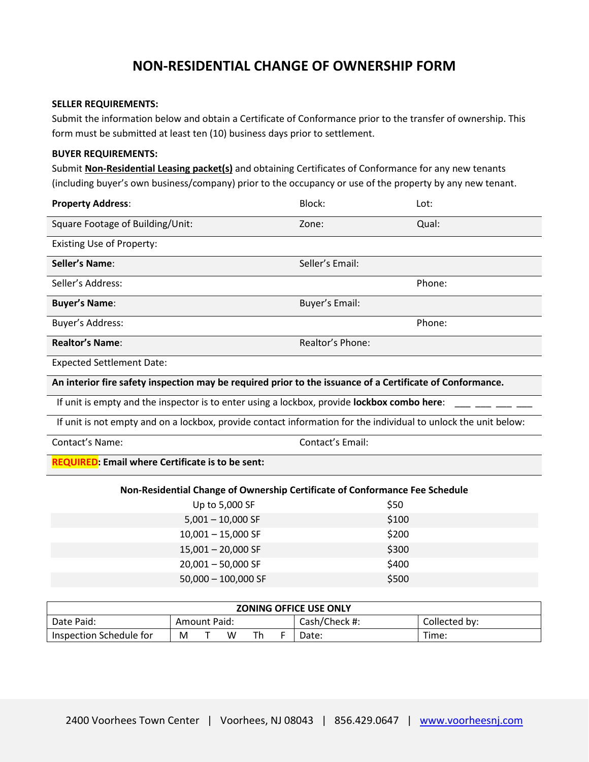# NON-RESIDENTIAL CHANGE OF OWNERSHIP FORM

**SELLER REQUIREMENTS:**

Submit the information below and obtain a Certificate of Conformance prior to the transfer of ownership. This form must be submitted at least ten (10) business days prior to settlement.

**BUYER REQUIREMENTS:**

Submit **Non-Residential Leasing packet(s)** and obtaining Certificates of Conformance for any new tenants (including buyer's own business/company) prior to the occupancy or use of the property by any new tenant.

| | | |
|---|---|---|
| **Property Address**: | Block: | Lot: |
| Square Footage of Building/Unit: | Zone: | Qual: |
| Existing Use of Property: | | |
| **Seller's Name**: | Seller's Email: | |
| Seller's Address: | | Phone: |
| **Buyer's Name**: | Buyer's Email: | |
| Buyer's Address: | | Phone: |
| **Realtor's Name**: | Realtor's Phone: | |
| Expected Settlement Date: | | |

**An interior fire safety inspection may be required prior to the issuance of a Certificate of Conformance.**

If unit is empty and the inspector is to enter using a lockbox, provide **lockbox combo here**: ___ ___ ___ ___

If unit is not empty and on a lockbox, provide contact information for the individual to unlock the unit below:

| | |
|---|---|
| Contact's Name: | Contact's Email: |

**REQUIRED: Email where Certificate is to be sent:**

**Non-Residential Change of Ownership Certificate of Conformance Fee Schedule**

| | |
|---|---|
| Up to 5,000 SF | $50 |
| 5,001 – 10,000 SF | $100 |
| 10,001 – 15,000 SF | $200 |
| 15,001 – 20,000 SF | $300 |
| 20,001 – 50,000 SF | $400 |
| 50,000 – 100,000 SF | $500 |

| ZONING OFFICE USE ONLY | | | |
|---|---|---|---|
| Date Paid: | Amount Paid: | Cash/Check #: | Collected by: |
| Inspection Schedule for | M T W Th F | Date: | Time: |

2400 Voorhees Town Center | Voorhees, NJ 08043 | 856.429.0647 | www.voorheesnj.com